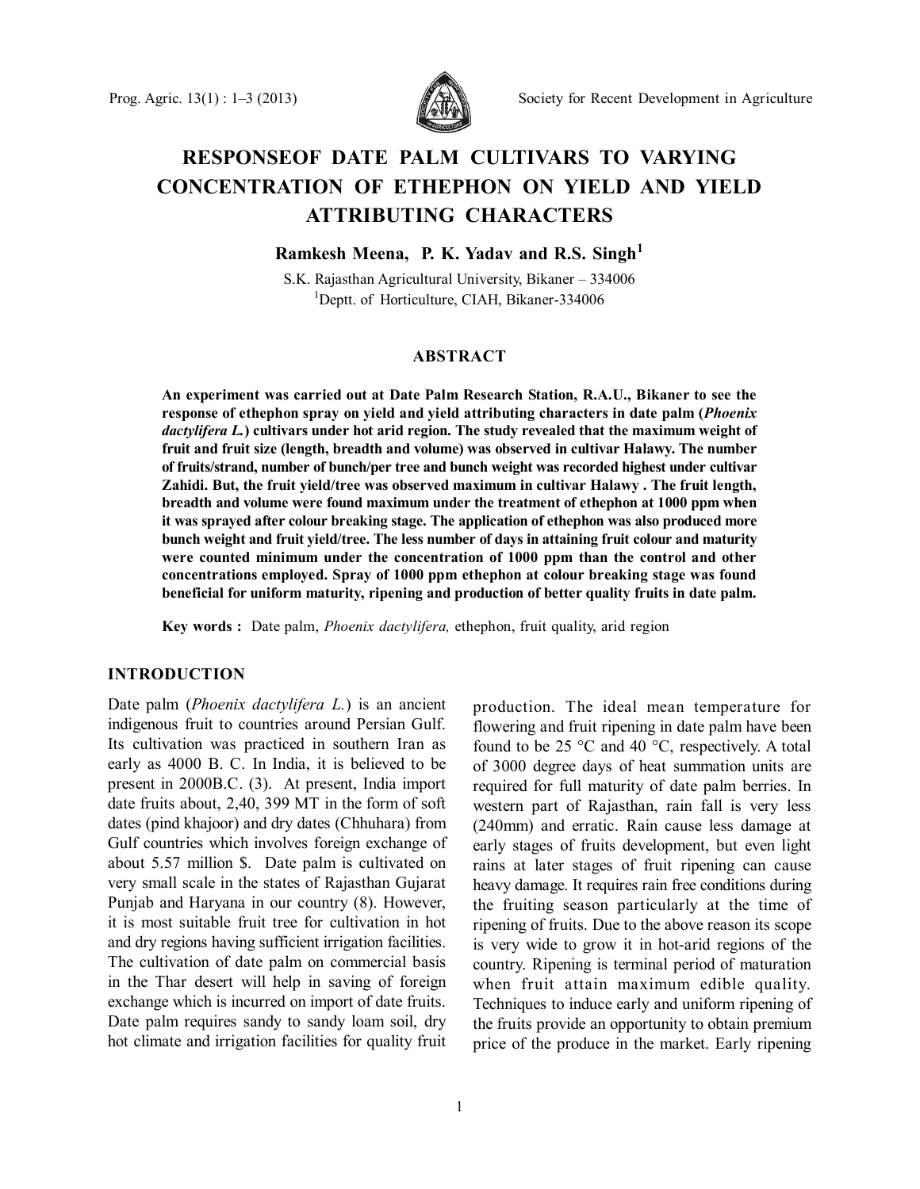# RESPONSEOF DATE PALM CULTIVARS TO VARYING CONCENTRATION OF ETHEPHON ON YIELD AND YIELD ATTRIBUTING CHARACTERS

**Ramkesh Meena, P. K. Yadav and R.S. Singh[1]**

S.K. Rajasthan Agricultural University, Bikaner – 334006

[1]Deptt. of Horticulture, CIAH, Bikaner-334006

## ABSTRACT

**An experiment was carried out at Date Palm Research Station, R.A.U., Bikaner to see the response of ethephon spray on yield and yield attributing characters in date palm (*Phoenix dactylifera L.*) cultivars under hot arid region. The study revealed that the maximum weight of fruit and fruit size (length, breadth and volume) was observed in cultivar Halawy. The number of fruits/strand, number of bunch/per tree and bunch weight was recorded highest under cultivar Zahidi. But, the fruit yield/tree was observed maximum in cultivar Halawy . The fruit length, breadth and volume were found maximum under the treatment of ethephon at 1000 ppm when it was sprayed after colour breaking stage. The application of ethephon was also produced more bunch weight and fruit yield/tree. The less number of days in attaining fruit colour and maturity were counted minimum under the concentration of 1000 ppm than the control and other concentrations employed. Spray of 1000 ppm ethephon at colour breaking stage was found beneficial for uniform maturity, ripening and production of better quality fruits in date palm.**

**Key words :** Date palm, *Phoenix dactylifera,* ethephon, fruit quality, arid region

## INTRODUCTION

Date palm (*Phoenix dactylifera L.*) is an ancient indigenous fruit to countries around Persian Gulf. Its cultivation was practiced in southern Iran as early as 4000 B. C. In India, it is believed to be present in 2000B.C. (3). At present, India import date fruits about, 2,40, 399 MT in the form of soft dates (pind khajoor) and dry dates (Chhuhara) from Gulf countries which involves foreign exchange of about 5.57 million $. Date palm is cultivated on very small scale in the states of Rajasthan Gujarat Punjab and Haryana in our country (8). However, it is most suitable fruit tree for cultivation in hot and dry regions having sufficient irrigation facilities. The cultivation of date palm on commercial basis in the Thar desert will help in saving of foreign exchange which is incurred on import of date fruits. Date palm requires sandy to sandy loam soil, dry hot climate and irrigation facilities for quality fruit production. The ideal mean temperature for flowering and fruit ripening in date palm have been found to be 25 °C and 40 °C, respectively. A total of 3000 degree days of heat summation units are required for full maturity of date palm berries. In western part of Rajasthan, rain fall is very less (240mm) and erratic. Rain cause less damage at early stages of fruits development, but even light rains at later stages of fruit ripening can cause heavy damage. It requires rain free conditions during the fruiting season particularly at the time of ripening of fruits. Due to the above reason its scope is very wide to grow it in hot-arid regions of the country. Ripening is terminal period of maturation when fruit attain maximum edible quality. Techniques to induce early and uniform ripening of the fruits provide an opportunity to obtain premium price of the produce in the market. Early ripening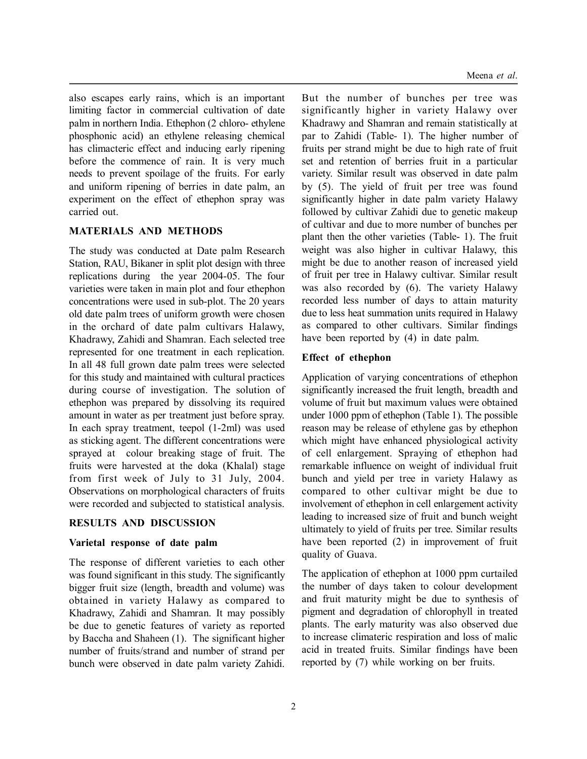also escapes early rains, which is an important limiting factor in commercial cultivation of date palm in northern India. Ethephon (2 chloro- ethylene phosphonic acid) an ethylene releasing chemical has climacteric effect and inducing early ripening before the commence of rain. It is very much needs to prevent spoilage of the fruits. For early and uniform ripening of berries in date palm, an experiment on the effect of ethephon spray was carried out.

## MATERIALS AND METHODS

The study was conducted at Date palm Research Station, RAU, Bikaner in split plot design with three replications during the year 2004-05. The four varieties were taken in main plot and four ethephon concentrations were used in sub-plot. The 20 years old date palm trees of uniform growth were chosen in the orchard of date palm cultivars Halawy, Khadrawy, Zahidi and Shamran. Each selected tree represented for one treatment in each replication. In all 48 full grown date palm trees were selected for this study and maintained with cultural practices during course of investigation. The solution of ethephon was prepared by dissolving its required amount in water as per treatment just before spray. In each spray treatment, teepol (1-2ml) was used as sticking agent. The different concentrations were sprayed at colour breaking stage of fruit. The fruits were harvested at the doka (Khalal) stage from first week of July to 31 July, 2004. Observations on morphological characters of fruits were recorded and subjected to statistical analysis.

## RESULTS AND DISCUSSION

### Varietal response of date palm

The response of different varieties to each other was found significant in this study. The significantly bigger fruit size (length, breadth and volume) was obtained in variety Halawy as compared to Khadrawy, Zahidi and Shamran. It may possibly be due to genetic features of variety as reported by Baccha and Shaheen (1). The significant higher number of fruits/strand and number of strand per bunch were observed in date palm variety Zahidi. But the number of bunches per tree was significantly higher in variety Halawy over Khadrawy and Shamran and remain statistically at par to Zahidi (Table- 1). The higher number of fruits per strand might be due to high rate of fruit set and retention of berries fruit in a particular variety. Similar result was observed in date palm by (5). The yield of fruit per tree was found significantly higher in date palm variety Halawy followed by cultivar Zahidi due to genetic makeup of cultivar and due to more number of bunches per plant then the other varieties (Table- 1). The fruit weight was also higher in cultivar Halawy, this might be due to another reason of increased yield of fruit per tree in Halawy cultivar. Similar result was also recorded by (6). The variety Halawy recorded less number of days to attain maturity due to less heat summation units required in Halawy as compared to other cultivars. Similar findings have been reported by (4) in date palm.

### Effect of ethephon

Application of varying concentrations of ethephon significantly increased the fruit length, breadth and volume of fruit but maximum values were obtained under 1000 ppm of ethephon (Table 1). The possible reason may be release of ethylene gas by ethephon which might have enhanced physiological activity of cell enlargement. Spraying of ethephon had remarkable influence on weight of individual fruit bunch and yield per tree in variety Halawy as compared to other cultivar might be due to involvement of ethephon in cell enlargement activity leading to increased size of fruit and bunch weight ultimately to yield of fruits per tree. Similar results have been reported (2) in improvement of fruit quality of Guava.

The application of ethephon at 1000 ppm curtailed the number of days taken to colour development and fruit maturity might be due to synthesis of pigment and degradation of chlorophyll in treated plants. The early maturity was also observed due to increase climateric respiration and loss of malic acid in treated fruits. Similar findings have been reported by (7) while working on ber fruits.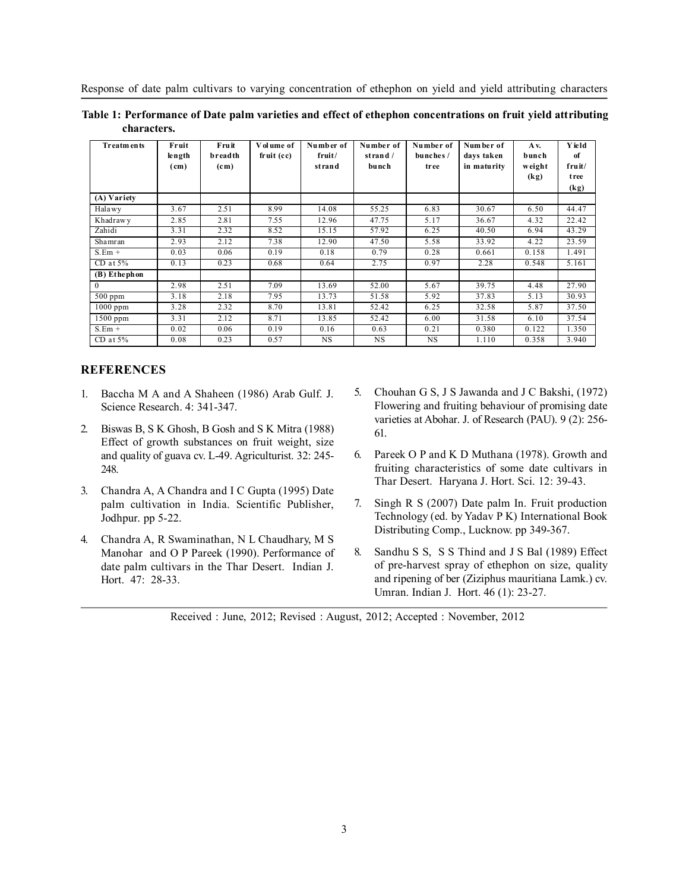**Table 1: Performance of Date palm varieties and effect of ethephon concentrations on fruit yield attributing characters.**

| Treatments | Fruit length (cm) | Fruit breadth (cm) | Volume of fruit (cc) | Number of fruit/ strand | Number of strand / bunch | Number of bunches / tree | Number of days taken in maturity | Av. bunch weight (kg) | Yield of fruit/ tree (kg) |
|---|---|---|---|---|---|---|---|---|---|
| **(A) Variety** | | | | | | | | | |
| Halawy | 3.67 | 2.51 | 8.99 | 14.08 | 55.25 | 6.83 | 30.67 | 6.50 | 44.47 |
| Khadrawy | 2.85 | 2.81 | 7.55 | 12.96 | 47.75 | 5.17 | 36.67 | 4.32 | 22.42 |
| Zahidi | 3.31 | 2.32 | 8.52 | 15.15 | 57.92 | 6.25 | 40.50 | 6.94 | 43.29 |
| Shamran | 2.93 | 2.12 | 7.38 | 12.90 | 47.50 | 5.58 | 33.92 | 4.22 | 23.59 |
| S.Em + | 0.03 | 0.06 | 0.19 | 0.18 | 0.79 | 0.28 | 0.661 | 0.158 | 1.491 |
| CD at 5% | 0.13 | 0.23 | 0.68 | 0.64 | 2.75 | 0.97 | 2.28 | 0.548 | 5.161 |
| **(B) Ethephon** | | | | | | | | | |
| 0 | 2.98 | 2.51 | 7.09 | 13.69 | 52.00 | 5.67 | 39.75 | 4.48 | 27.90 |
| 500 ppm | 3.18 | 2.18 | 7.95 | 13.73 | 51.58 | 5.92 | 37.83 | 5.13 | 30.93 |
| 1000 ppm | 3.28 | 2.32 | 8.70 | 13.81 | 52.42 | 6.25 | 32.58 | 5.87 | 37.50 |
| 1500 ppm | 3.31 | 2.12 | 8.71 | 13.85 | 52.42 | 6.00 | 31.58 | 6.10 | 37.54 |
| S.Em + | 0.02 | 0.06 | 0.19 | 0.16 | 0.63 | 0.21 | 0.380 | 0.122 | 1.350 |
| CD at 5% | 0.08 | 0.23 | 0.57 | NS | NS | NS | 1.110 | 0.358 | 3.940 |

## REFERENCES

1. Baccha M A and A Shaheen (1986) Arab Gulf. J. Science Research. 4: 341-347.
2. Biswas B, S K Ghosh, B Gosh and S K Mitra (1988) Effect of growth substances on fruit weight, size and quality of guava cv. L-49. Agriculturist. 32: 245-248.
3. Chandra A, A Chandra and I C Gupta (1995) Date palm cultivation in India. Scientific Publisher, Jodhpur. pp 5-22.
4. Chandra A, R Swaminathan, N L Chaudhary, M S Manohar and O P Pareek (1990). Performance of date palm cultivars in the Thar Desert. Indian J. Hort. 47: 28-33.
5. Chouhan G S, J S Jawanda and J C Bakshi, (1972) Flowering and fruiting behaviour of promising date varieties at Abohar. J. of Research (PAU). 9 (2): 256-61.
6. Pareek O P and K D Muthana (1978). Growth and fruiting characteristics of some date cultivars in Thar Desert. Haryana J. Hort. Sci. 12: 39-43.
7. Singh R S (2007) Date palm In. Fruit production Technology (ed. by Yadav P K) International Book Distributing Comp., Lucknow. pp 349-367.
8. Sandhu S S, S S Thind and J S Bal (1989) Effect of pre-harvest spray of ethephon on size, quality and ripening of ber (Ziziphus mauritiana Lamk.) cv. Umran. Indian J. Hort. 46 (1): 23-27.

Received : June, 2012; Revised : August, 2012; Accepted : November, 2012